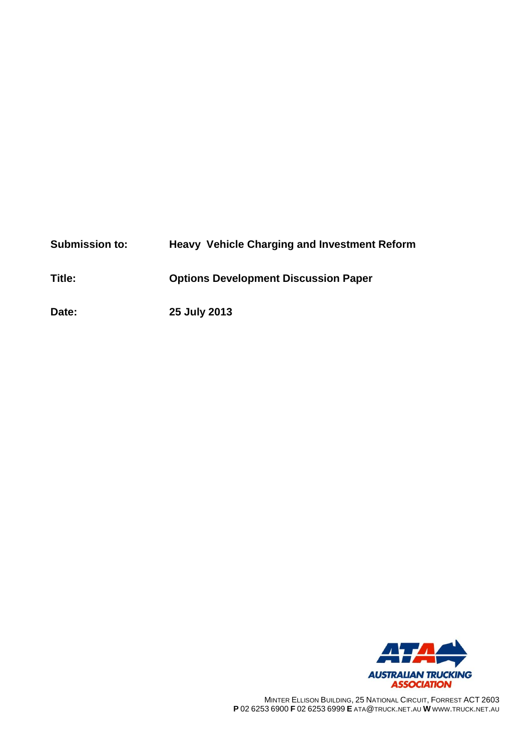**Submission to:** Heavy Vehicle Charging and Investment Reform

**Title:** Options Development Discussion Paper

**Date:** 25 July 2013

AUSTRALIAN TRUCKING ASSOCIATION

MINTER ELLISON BUILDING, 25 NATIONAL CIRCUIT, FORREST ACT 2603
**P** 02 6253 6900 **F** 02 6253 6999 **E** ATA@TRUCK.NET.AU **W** WWW.TRUCK.NET.AU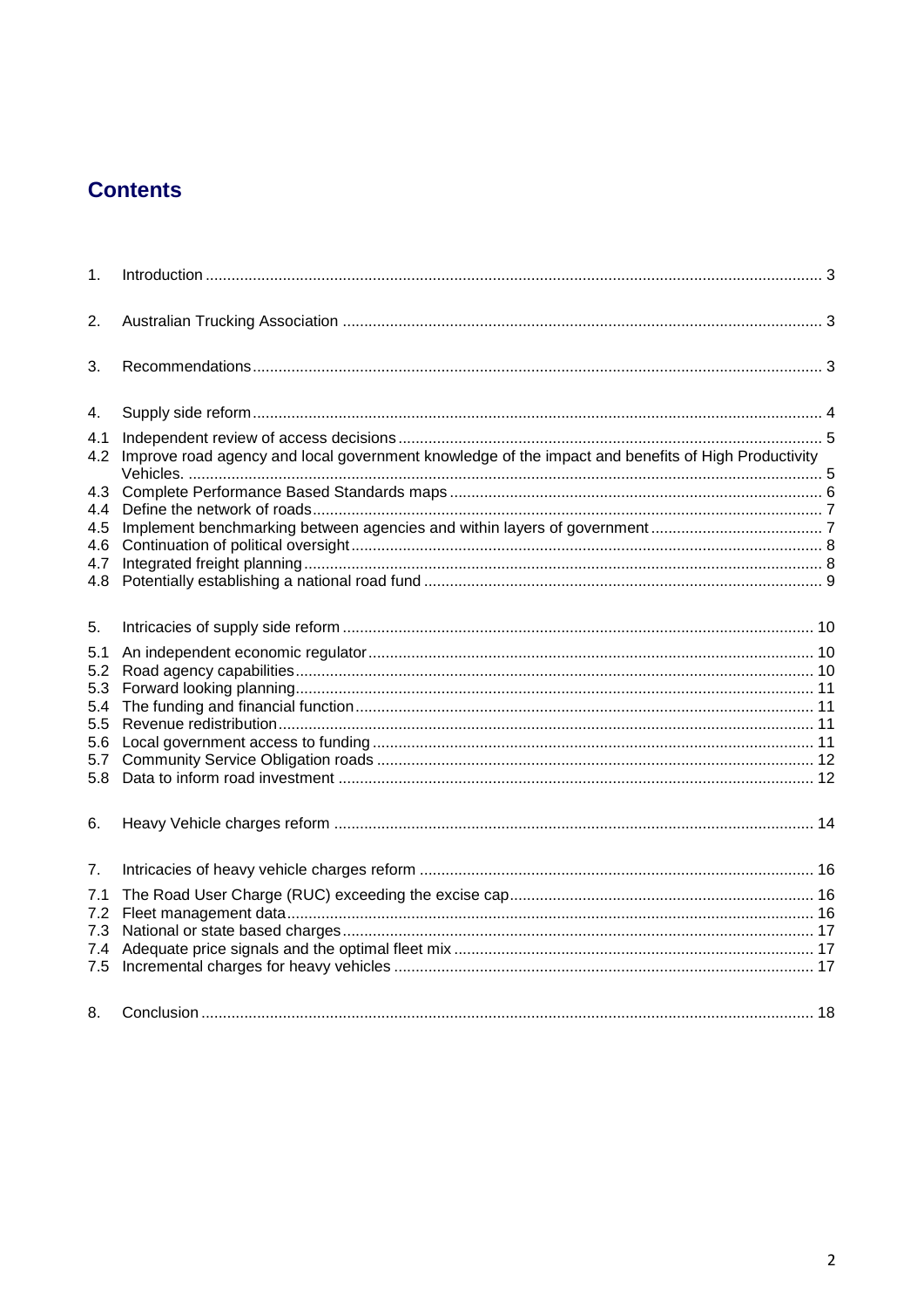# Contents

1. Introduction ..... 3
2. Australian Trucking Association ..... 3
3. Recommendations ..... 3
4. Supply side reform ..... 4

4.1 Independent review of access decisions ..... 5
4.2 Improve road agency and local government knowledge of the impact and benefits of High Productivity Vehicles. ..... 5
4.3 Complete Performance Based Standards maps ..... 6
4.4 Define the network of roads ..... 7
4.5 Implement benchmarking between agencies and within layers of government ..... 7
4.6 Continuation of political oversight ..... 8
4.7 Integrated freight planning ..... 8
4.8 Potentially establishing a national road fund ..... 9

5. Intricacies of supply side reform ..... 10

5.1 An independent economic regulator ..... 10
5.2 Road agency capabilities ..... 10
5.3 Forward looking planning ..... 11
5.4 The funding and financial function ..... 11
5.5 Revenue redistribution ..... 11
5.6 Local government access to funding ..... 11
5.7 Community Service Obligation roads ..... 12
5.8 Data to inform road investment ..... 12

6. Heavy Vehicle charges reform ..... 14
7. Intricacies of heavy vehicle charges reform ..... 16

7.1 The Road User Charge (RUC) exceeding the excise cap ..... 16
7.2 Fleet management data ..... 16
7.3 National or state based charges ..... 17
7.4 Adequate price signals and the optimal fleet mix ..... 17
7.5 Incremental charges for heavy vehicles ..... 17

8. Conclusion ..... 18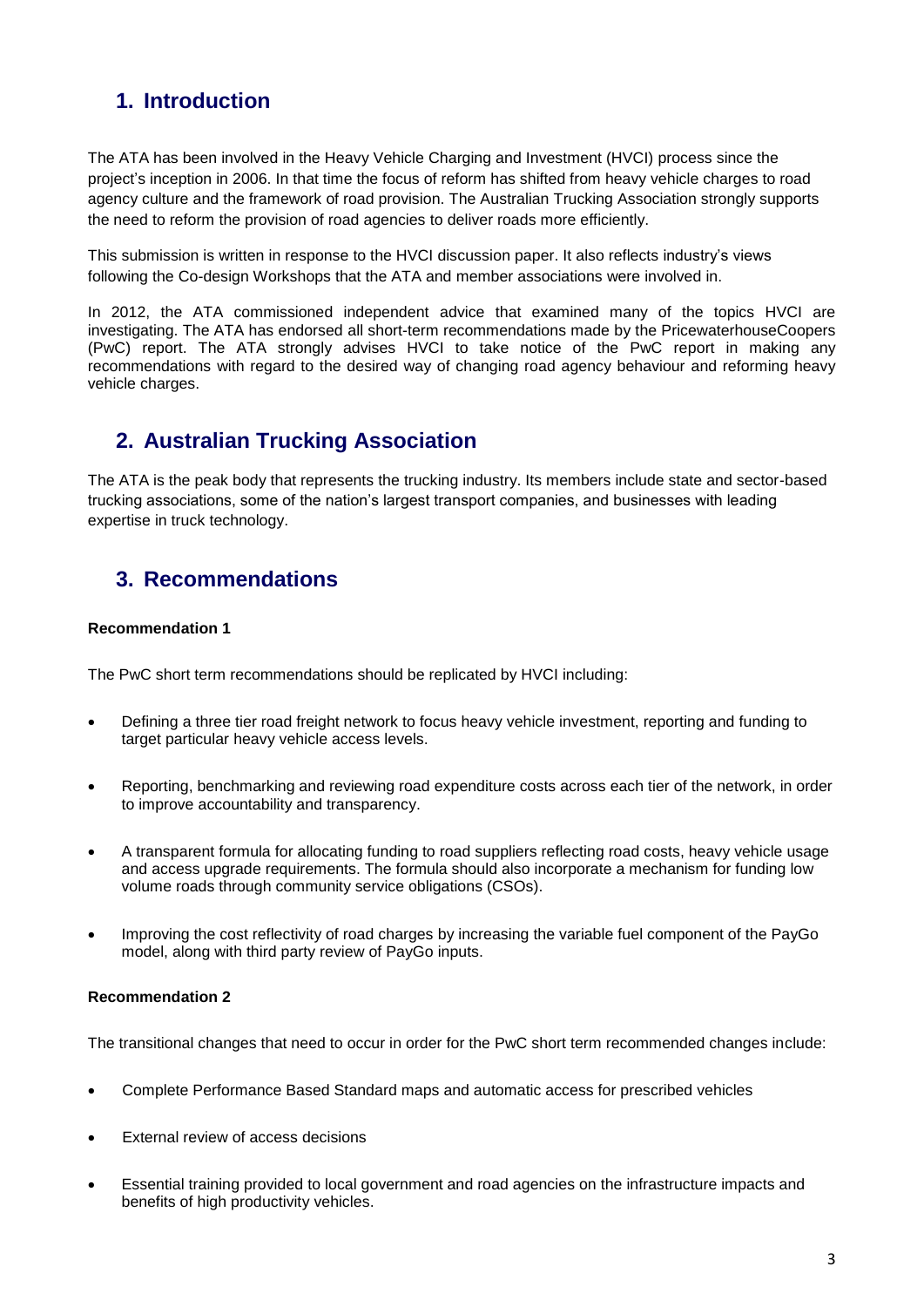## 1. Introduction

The ATA has been involved in the Heavy Vehicle Charging and Investment (HVCI) process since the project's inception in 2006. In that time the focus of reform has shifted from heavy vehicle charges to road agency culture and the framework of road provision. The Australian Trucking Association strongly supports the need to reform the provision of road agencies to deliver roads more efficiently.

This submission is written in response to the HVCI discussion paper. It also reflects industry's views following the Co-design Workshops that the ATA and member associations were involved in.

In 2012, the ATA commissioned independent advice that examined many of the topics HVCI are investigating. The ATA has endorsed all short-term recommendations made by the PricewaterhouseCoopers (PwC) report. The ATA strongly advises HVCI to take notice of the PwC report in making any recommendations with regard to the desired way of changing road agency behaviour and reforming heavy vehicle charges.

## 2. Australian Trucking Association

The ATA is the peak body that represents the trucking industry. Its members include state and sector-based trucking associations, some of the nation's largest transport companies, and businesses with leading expertise in truck technology.

## 3. Recommendations

**Recommendation 1**

The PwC short term recommendations should be replicated by HVCI including:

- Defining a three tier road freight network to focus heavy vehicle investment, reporting and funding to target particular heavy vehicle access levels.
- Reporting, benchmarking and reviewing road expenditure costs across each tier of the network, in order to improve accountability and transparency.
- A transparent formula for allocating funding to road suppliers reflecting road costs, heavy vehicle usage and access upgrade requirements. The formula should also incorporate a mechanism for funding low volume roads through community service obligations (CSOs).
- Improving the cost reflectivity of road charges by increasing the variable fuel component of the PayGo model, along with third party review of PayGo inputs.

**Recommendation 2**

The transitional changes that need to occur in order for the PwC short term recommended changes include:

- Complete Performance Based Standard maps and automatic access for prescribed vehicles
- External review of access decisions
- Essential training provided to local government and road agencies on the infrastructure impacts and benefits of high productivity vehicles.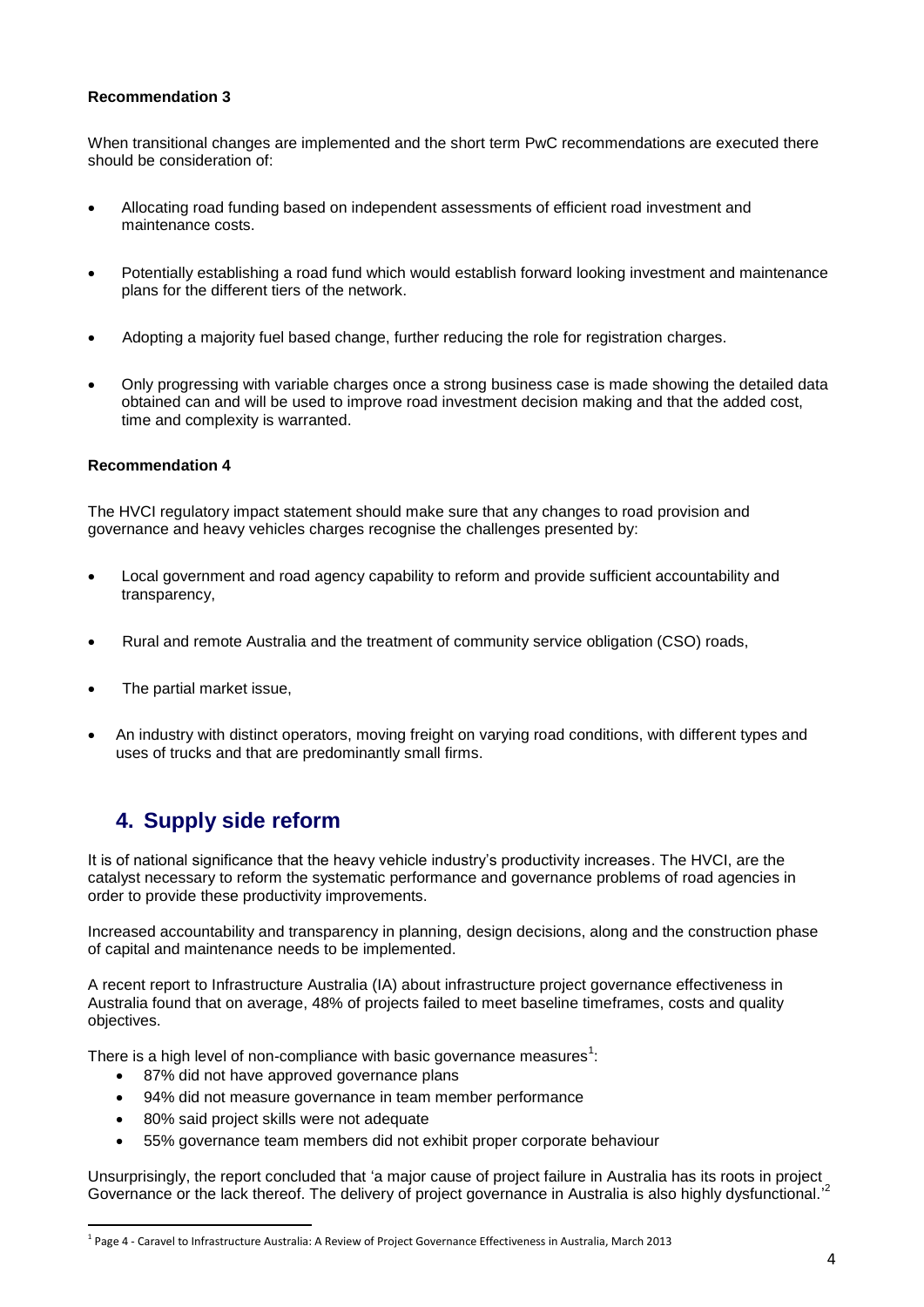**Recommendation 3**

When transitional changes are implemented and the short term PwC recommendations are executed there should be consideration of:

- Allocating road funding based on independent assessments of efficient road investment and maintenance costs.
- Potentially establishing a road fund which would establish forward looking investment and maintenance plans for the different tiers of the network.
- Adopting a majority fuel based change, further reducing the role for registration charges.
- Only progressing with variable charges once a strong business case is made showing the detailed data obtained can and will be used to improve road investment decision making and that the added cost, time and complexity is warranted.

**Recommendation 4**

The HVCI regulatory impact statement should make sure that any changes to road provision and governance and heavy vehicles charges recognise the challenges presented by:

- Local government and road agency capability to reform and provide sufficient accountability and transparency,
- Rural and remote Australia and the treatment of community service obligation (CSO) roads,
- The partial market issue,
- An industry with distinct operators, moving freight on varying road conditions, with different types and uses of trucks and that are predominantly small firms.

## 4. Supply side reform

It is of national significance that the heavy vehicle industry's productivity increases. The HVCI, are the catalyst necessary to reform the systematic performance and governance problems of road agencies in order to provide these productivity improvements.

Increased accountability and transparency in planning, design decisions, along and the construction phase of capital and maintenance needs to be implemented.

A recent report to Infrastructure Australia (IA) about infrastructure project governance effectiveness in Australia found that on average, 48% of projects failed to meet baseline timeframes, costs and quality objectives.

There is a high level of non-compliance with basic governance measures[1]:

- 87% did not have approved governance plans
- 94% did not measure governance in team member performance
- 80% said project skills were not adequate
- 55% governance team members did not exhibit proper corporate behaviour

Unsurprisingly, the report concluded that 'a major cause of project failure in Australia has its roots in project Governance or the lack thereof. The delivery of project governance in Australia is also highly dysfunctional.'[2]

[1] Page 4 - Caravel to Infrastructure Australia: A Review of Project Governance Effectiveness in Australia, March 2013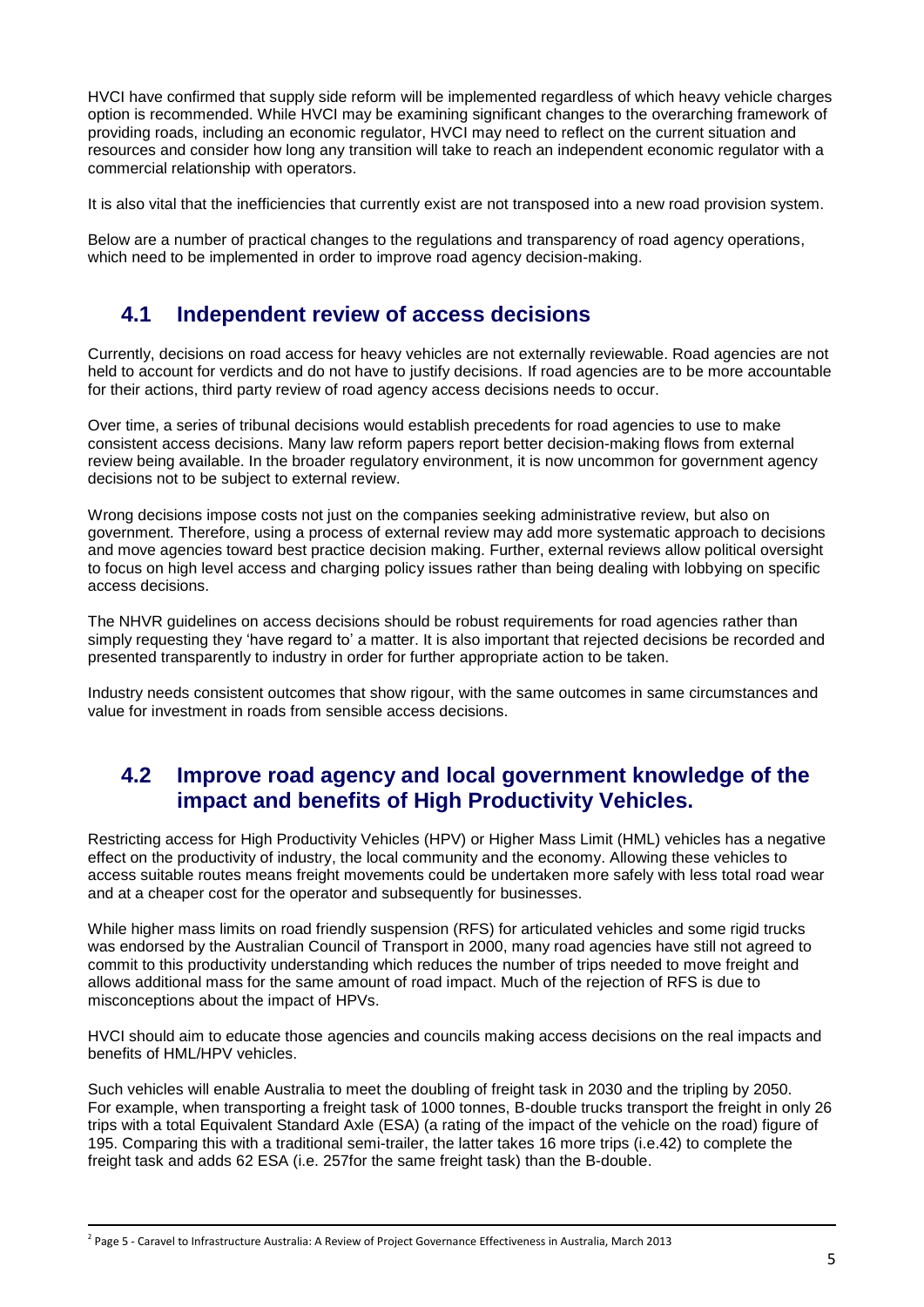HVCI have confirmed that supply side reform will be implemented regardless of which heavy vehicle charges option is recommended. While HVCI may be examining significant changes to the overarching framework of providing roads, including an economic regulator, HVCI may need to reflect on the current situation and resources and consider how long any transition will take to reach an independent economic regulator with a commercial relationship with operators.

It is also vital that the inefficiencies that currently exist are not transposed into a new road provision system.

Below are a number of practical changes to the regulations and transparency of road agency operations, which need to be implemented in order to improve road agency decision-making.

## 4.1 Independent review of access decisions

Currently, decisions on road access for heavy vehicles are not externally reviewable. Road agencies are not held to account for verdicts and do not have to justify decisions. If road agencies are to be more accountable for their actions, third party review of road agency access decisions needs to occur.

Over time, a series of tribunal decisions would establish precedents for road agencies to use to make consistent access decisions. Many law reform papers report better decision-making flows from external review being available. In the broader regulatory environment, it is now uncommon for government agency decisions not to be subject to external review.

Wrong decisions impose costs not just on the companies seeking administrative review, but also on government. Therefore, using a process of external review may add more systematic approach to decisions and move agencies toward best practice decision making. Further, external reviews allow political oversight to focus on high level access and charging policy issues rather than being dealing with lobbying on specific access decisions.

The NHVR guidelines on access decisions should be robust requirements for road agencies rather than simply requesting they 'have regard to' a matter. It is also important that rejected decisions be recorded and presented transparently to industry in order for further appropriate action to be taken.

Industry needs consistent outcomes that show rigour, with the same outcomes in same circumstances and value for investment in roads from sensible access decisions.

## 4.2 Improve road agency and local government knowledge of the impact and benefits of High Productivity Vehicles.

Restricting access for High Productivity Vehicles (HPV) or Higher Mass Limit (HML) vehicles has a negative effect on the productivity of industry, the local community and the economy. Allowing these vehicles to access suitable routes means freight movements could be undertaken more safely with less total road wear and at a cheaper cost for the operator and subsequently for businesses.

While higher mass limits on road friendly suspension (RFS) for articulated vehicles and some rigid trucks was endorsed by the Australian Council of Transport in 2000, many road agencies have still not agreed to commit to this productivity understanding which reduces the number of trips needed to move freight and allows additional mass for the same amount of road impact. Much of the rejection of RFS is due to misconceptions about the impact of HPVs.

HVCI should aim to educate those agencies and councils making access decisions on the real impacts and benefits of HML/HPV vehicles.

Such vehicles will enable Australia to meet the doubling of freight task in 2030 and the tripling by 2050. For example, when transporting a freight task of 1000 tonnes, B-double trucks transport the freight in only 26 trips with a total Equivalent Standard Axle (ESA) (a rating of the impact of the vehicle on the road) figure of 195. Comparing this with a traditional semi-trailer, the latter takes 16 more trips (i.e.42) to complete the freight task and adds 62 ESA (i.e. 257for the same freight task) than the B-double.

---

[2] Page 5 - Caravel to Infrastructure Australia: A Review of Project Governance Effectiveness in Australia, March 2013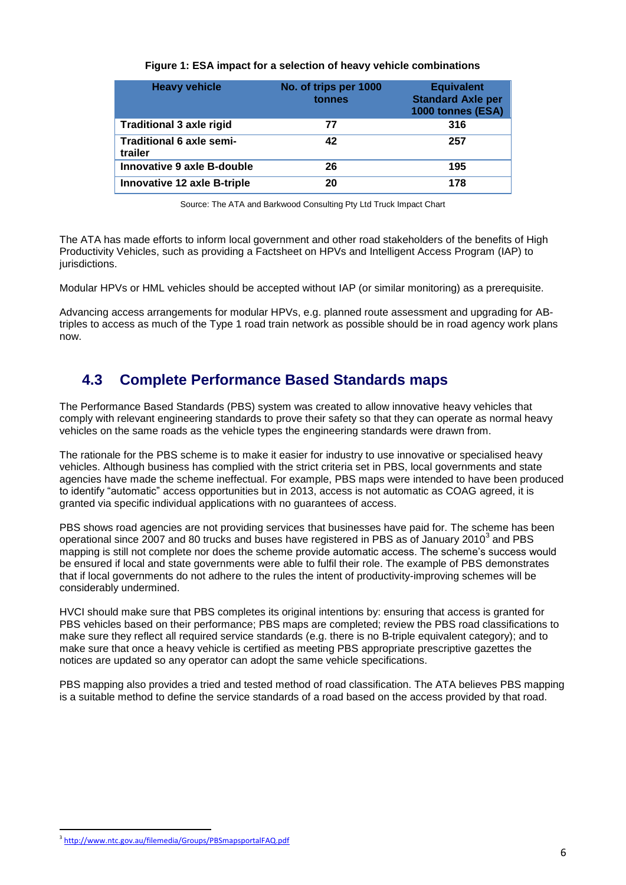**Figure 1: ESA impact for a selection of heavy vehicle combinations**

| Heavy vehicle | No. of trips per 1000 tonnes | Equivalent Standard Axle per 1000 tonnes (ESA) |
|---|---|---|
| **Traditional 3 axle rigid** | **77** | **316** |
| **Traditional 6 axle semi-trailer** | **42** | **257** |
| **Innovative 9 axle B-double** | **26** | **195** |
| **Innovative 12 axle B-triple** | **20** | **178** |

Source: The ATA and Barkwood Consulting Pty Ltd Truck Impact Chart

The ATA has made efforts to inform local government and other road stakeholders of the benefits of High Productivity Vehicles, such as providing a Factsheet on HPVs and Intelligent Access Program (IAP) to jurisdictions.

Modular HPVs or HML vehicles should be accepted without IAP (or similar monitoring) as a prerequisite.

Advancing access arrangements for modular HPVs, e.g. planned route assessment and upgrading for AB-triples to access as much of the Type 1 road train network as possible should be in road agency work plans now.

## 4.3 Complete Performance Based Standards maps

The Performance Based Standards (PBS) system was created to allow innovative heavy vehicles that comply with relevant engineering standards to prove their safety so that they can operate as normal heavy vehicles on the same roads as the vehicle types the engineering standards were drawn from.

The rationale for the PBS scheme is to make it easier for industry to use innovative or specialised heavy vehicles. Although business has complied with the strict criteria set in PBS, local governments and state agencies have made the scheme ineffectual. For example, PBS maps were intended to have been produced to identify "automatic" access opportunities but in 2013, access is not automatic as COAG agreed, it is granted via specific individual applications with no guarantees of access.

PBS shows road agencies are not providing services that businesses have paid for. The scheme has been operational since 2007 and 80 trucks and buses have registered in PBS as of January 2010[3] and PBS mapping is still not complete nor does the scheme provide automatic access. The scheme's success would be ensured if local and state governments were able to fulfil their role. The example of PBS demonstrates that if local governments do not adhere to the rules the intent of productivity-improving schemes will be considerably undermined.

HVCI should make sure that PBS completes its original intentions by: ensuring that access is granted for PBS vehicles based on their performance; PBS maps are completed; review the PBS road classifications to make sure they reflect all required service standards (e.g. there is no B-triple equivalent category); and to make sure that once a heavy vehicle is certified as meeting PBS appropriate prescriptive gazettes the notices are updated so any operator can adopt the same vehicle specifications.

PBS mapping also provides a tried and tested method of road classification. The ATA believes PBS mapping is a suitable method to define the service standards of a road based on the access provided by that road.

[3] http://www.ntc.gov.au/filemedia/Groups/PBSmapsportalFAQ.pdf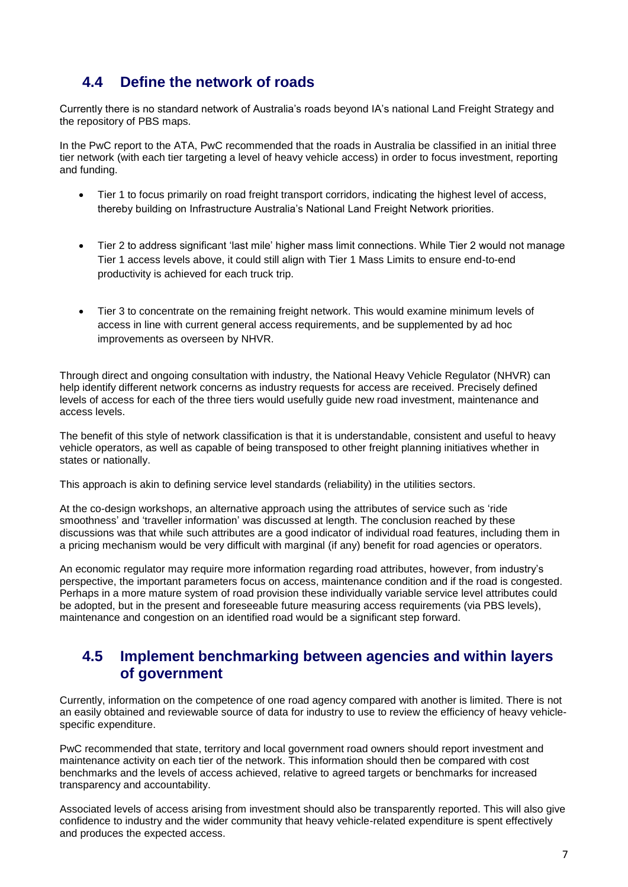## 4.4 Define the network of roads

Currently there is no standard network of Australia's roads beyond IA's national Land Freight Strategy and the repository of PBS maps.

In the PwC report to the ATA, PwC recommended that the roads in Australia be classified in an initial three tier network (with each tier targeting a level of heavy vehicle access) in order to focus investment, reporting and funding.

- Tier 1 to focus primarily on road freight transport corridors, indicating the highest level of access, thereby building on Infrastructure Australia's National Land Freight Network priorities.
- Tier 2 to address significant 'last mile' higher mass limit connections. While Tier 2 would not manage Tier 1 access levels above, it could still align with Tier 1 Mass Limits to ensure end-to-end productivity is achieved for each truck trip.
- Tier 3 to concentrate on the remaining freight network. This would examine minimum levels of access in line with current general access requirements, and be supplemented by ad hoc improvements as overseen by NHVR.

Through direct and ongoing consultation with industry, the National Heavy Vehicle Regulator (NHVR) can help identify different network concerns as industry requests for access are received. Precisely defined levels of access for each of the three tiers would usefully guide new road investment, maintenance and access levels.

The benefit of this style of network classification is that it is understandable, consistent and useful to heavy vehicle operators, as well as capable of being transposed to other freight planning initiatives whether in states or nationally.

This approach is akin to defining service level standards (reliability) in the utilities sectors.

At the co-design workshops, an alternative approach using the attributes of service such as 'ride smoothness' and 'traveller information' was discussed at length. The conclusion reached by these discussions was that while such attributes are a good indicator of individual road features, including them in a pricing mechanism would be very difficult with marginal (if any) benefit for road agencies or operators.

An economic regulator may require more information regarding road attributes, however, from industry's perspective, the important parameters focus on access, maintenance condition and if the road is congested. Perhaps in a more mature system of road provision these individually variable service level attributes could be adopted, but in the present and foreseeable future measuring access requirements (via PBS levels), maintenance and congestion on an identified road would be a significant step forward.

## 4.5 Implement benchmarking between agencies and within layers of government

Currently, information on the competence of one road agency compared with another is limited. There is not an easily obtained and reviewable source of data for industry to use to review the efficiency of heavy vehicle-specific expenditure.

PwC recommended that state, territory and local government road owners should report investment and maintenance activity on each tier of the network. This information should then be compared with cost benchmarks and the levels of access achieved, relative to agreed targets or benchmarks for increased transparency and accountability.

Associated levels of access arising from investment should also be transparently reported. This will also give confidence to industry and the wider community that heavy vehicle-related expenditure is spent effectively and produces the expected access.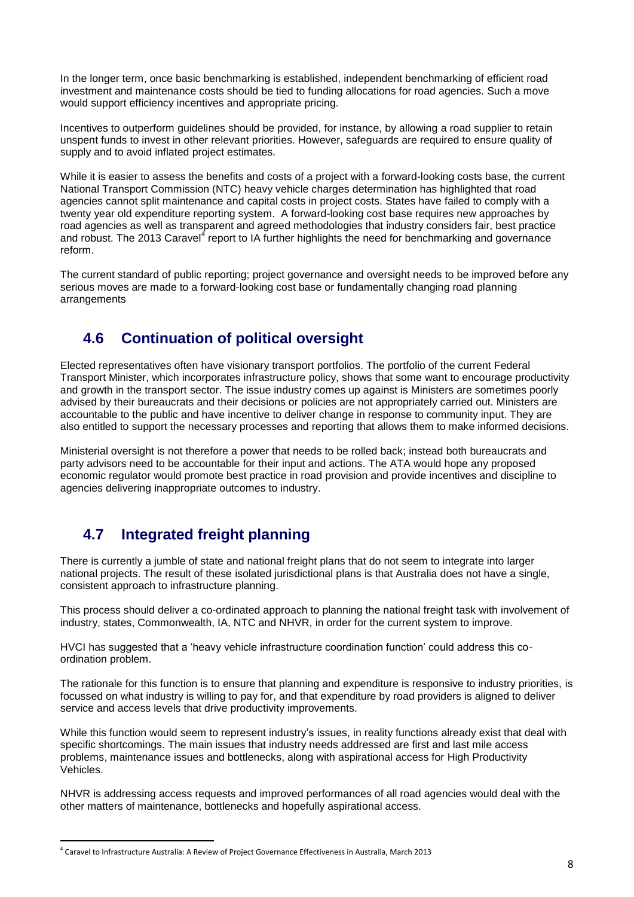In the longer term, once basic benchmarking is established, independent benchmarking of efficient road investment and maintenance costs should be tied to funding allocations for road agencies. Such a move would support efficiency incentives and appropriate pricing.

Incentives to outperform guidelines should be provided, for instance, by allowing a road supplier to retain unspent funds to invest in other relevant priorities. However, safeguards are required to ensure quality of supply and to avoid inflated project estimates.

While it is easier to assess the benefits and costs of a project with a forward-looking costs base, the current National Transport Commission (NTC) heavy vehicle charges determination has highlighted that road agencies cannot split maintenance and capital costs in project costs. States have failed to comply with a twenty year old expenditure reporting system. A forward-looking cost base requires new approaches by road agencies as well as transparent and agreed methodologies that industry considers fair, best practice and robust. The 2013 Caravel[4] report to IA further highlights the need for benchmarking and governance reform.

The current standard of public reporting; project governance and oversight needs to be improved before any serious moves are made to a forward-looking cost base or fundamentally changing road planning arrangements

## 4.6 Continuation of political oversight

Elected representatives often have visionary transport portfolios. The portfolio of the current Federal Transport Minister, which incorporates infrastructure policy, shows that some want to encourage productivity and growth in the transport sector. The issue industry comes up against is Ministers are sometimes poorly advised by their bureaucrats and their decisions or policies are not appropriately carried out. Ministers are accountable to the public and have incentive to deliver change in response to community input. They are also entitled to support the necessary processes and reporting that allows them to make informed decisions.

Ministerial oversight is not therefore a power that needs to be rolled back; instead both bureaucrats and party advisors need to be accountable for their input and actions. The ATA would hope any proposed economic regulator would promote best practice in road provision and provide incentives and discipline to agencies delivering inappropriate outcomes to industry.

## 4.7 Integrated freight planning

There is currently a jumble of state and national freight plans that do not seem to integrate into larger national projects. The result of these isolated jurisdictional plans is that Australia does not have a single, consistent approach to infrastructure planning.

This process should deliver a co-ordinated approach to planning the national freight task with involvement of industry, states, Commonwealth, IA, NTC and NHVR, in order for the current system to improve.

HVCI has suggested that a 'heavy vehicle infrastructure coordination function' could address this co-ordination problem.

The rationale for this function is to ensure that planning and expenditure is responsive to industry priorities, is focussed on what industry is willing to pay for, and that expenditure by road providers is aligned to deliver service and access levels that drive productivity improvements.

While this function would seem to represent industry's issues, in reality functions already exist that deal with specific shortcomings. The main issues that industry needs addressed are first and last mile access problems, maintenance issues and bottlenecks, along with aspirational access for High Productivity Vehicles.

NHVR is addressing access requests and improved performances of all road agencies would deal with the other matters of maintenance, bottlenecks and hopefully aspirational access.

---

[4] Caravel to Infrastructure Australia: A Review of Project Governance Effectiveness in Australia, March 2013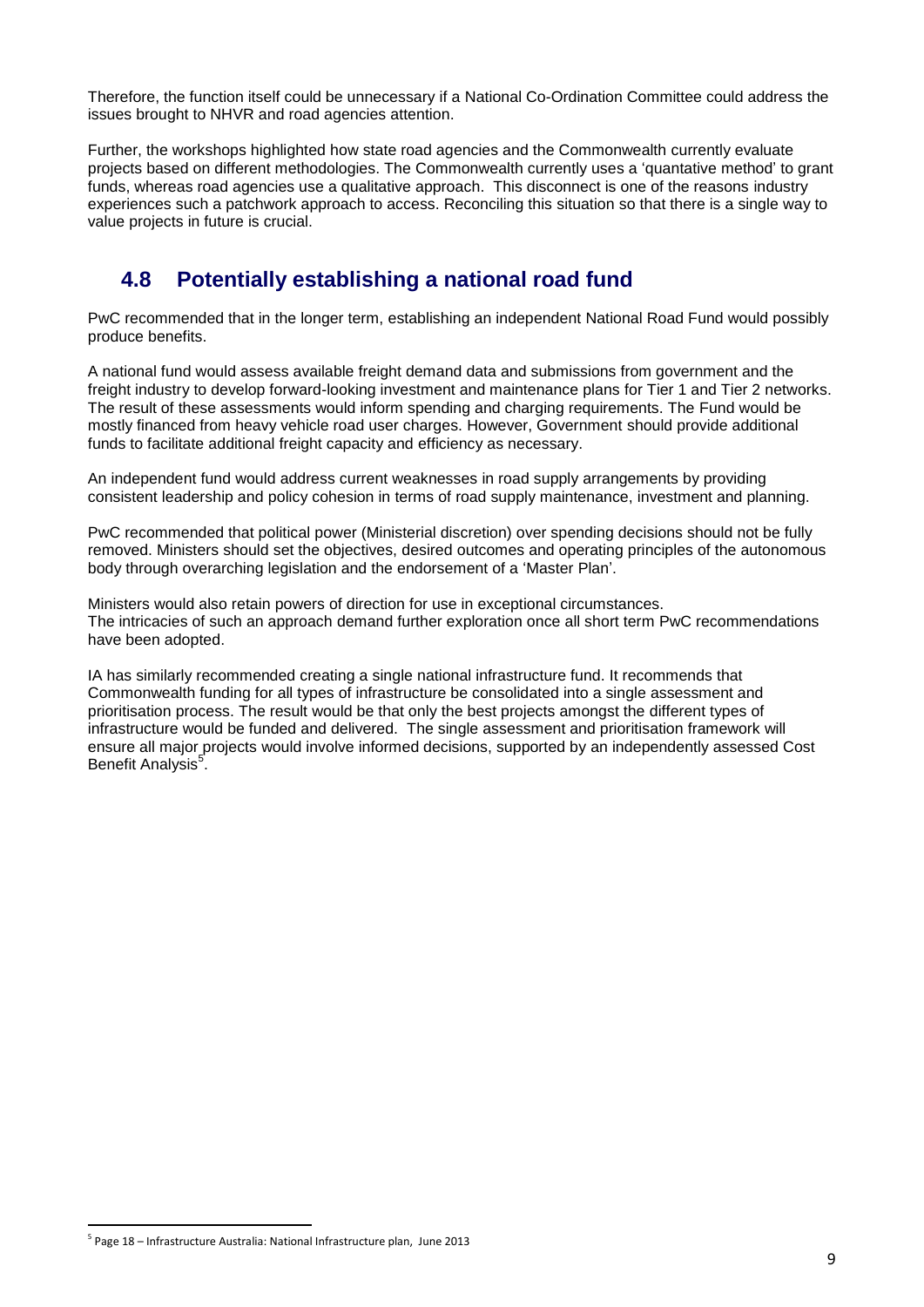Therefore, the function itself could be unnecessary if a National Co-Ordination Committee could address the issues brought to NHVR and road agencies attention.

Further, the workshops highlighted how state road agencies and the Commonwealth currently evaluate projects based on different methodologies. The Commonwealth currently uses a 'quantative method' to grant funds, whereas road agencies use a qualitative approach. This disconnect is one of the reasons industry experiences such a patchwork approach to access. Reconciling this situation so that there is a single way to value projects in future is crucial.

## 4.8 Potentially establishing a national road fund

PwC recommended that in the longer term, establishing an independent National Road Fund would possibly produce benefits.

A national fund would assess available freight demand data and submissions from government and the freight industry to develop forward-looking investment and maintenance plans for Tier 1 and Tier 2 networks. The result of these assessments would inform spending and charging requirements. The Fund would be mostly financed from heavy vehicle road user charges. However, Government should provide additional funds to facilitate additional freight capacity and efficiency as necessary.

An independent fund would address current weaknesses in road supply arrangements by providing consistent leadership and policy cohesion in terms of road supply maintenance, investment and planning.

PwC recommended that political power (Ministerial discretion) over spending decisions should not be fully removed. Ministers should set the objectives, desired outcomes and operating principles of the autonomous body through overarching legislation and the endorsement of a 'Master Plan'.

Ministers would also retain powers of direction for use in exceptional circumstances.
The intricacies of such an approach demand further exploration once all short term PwC recommendations have been adopted.

IA has similarly recommended creating a single national infrastructure fund. It recommends that Commonwealth funding for all types of infrastructure be consolidated into a single assessment and prioritisation process. The result would be that only the best projects amongst the different types of infrastructure would be funded and delivered. The single assessment and prioritisation framework will ensure all major projects would involve informed decisions, supported by an independently assessed Cost Benefit Analysis[5].

[5] Page 18 – Infrastructure Australia: National Infrastructure plan, June 2013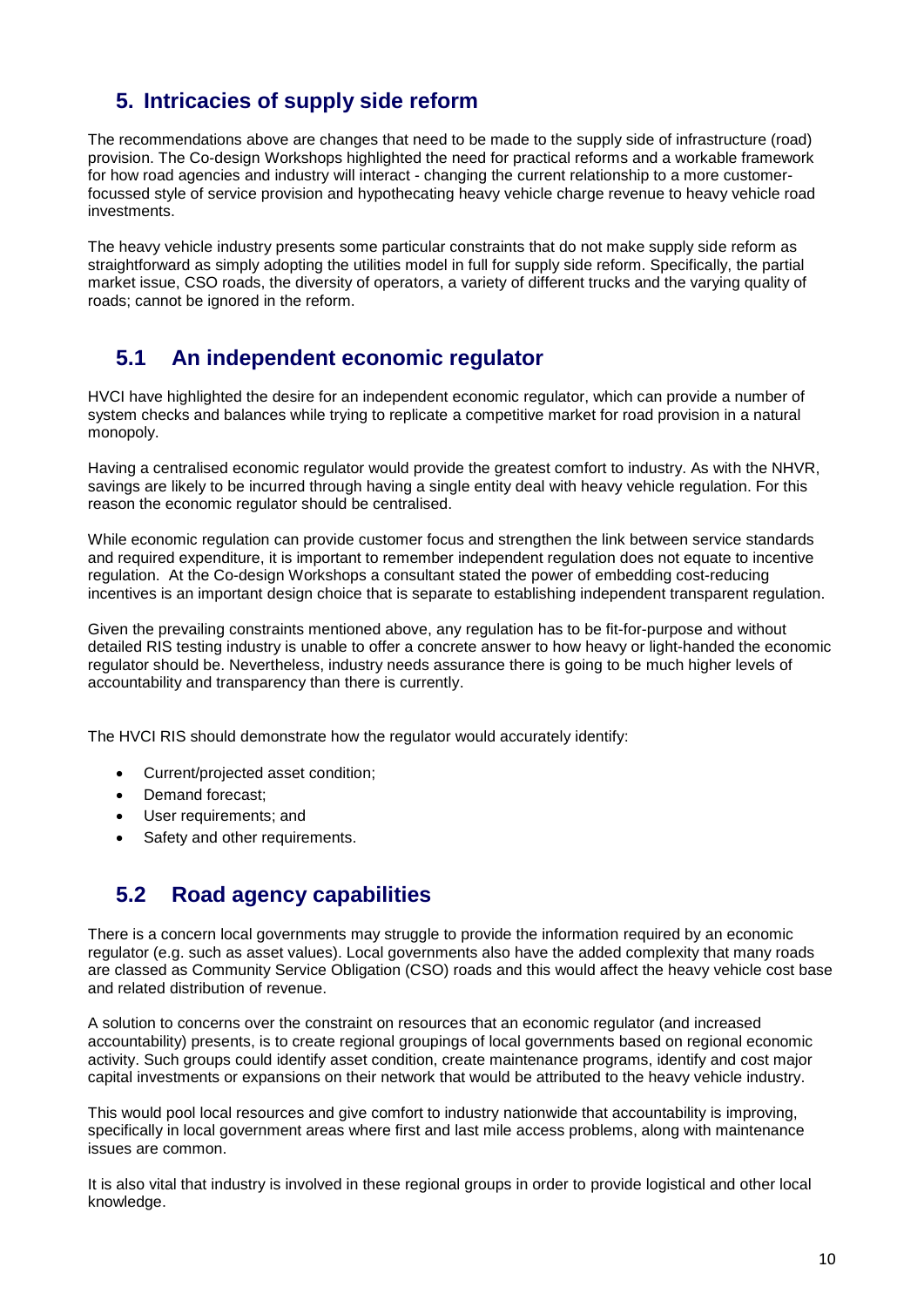## 5. Intricacies of supply side reform

The recommendations above are changes that need to be made to the supply side of infrastructure (road) provision. The Co-design Workshops highlighted the need for practical reforms and a workable framework for how road agencies and industry will interact - changing the current relationship to a more customer-focussed style of service provision and hypothecating heavy vehicle charge revenue to heavy vehicle road investments.

The heavy vehicle industry presents some particular constraints that do not make supply side reform as straightforward as simply adopting the utilities model in full for supply side reform. Specifically, the partial market issue, CSO roads, the diversity of operators, a variety of different trucks and the varying quality of roads; cannot be ignored in the reform.

## 5.1 An independent economic regulator

HVCI have highlighted the desire for an independent economic regulator, which can provide a number of system checks and balances while trying to replicate a competitive market for road provision in a natural monopoly.

Having a centralised economic regulator would provide the greatest comfort to industry. As with the NHVR, savings are likely to be incurred through having a single entity deal with heavy vehicle regulation. For this reason the economic regulator should be centralised.

While economic regulation can provide customer focus and strengthen the link between service standards and required expenditure, it is important to remember independent regulation does not equate to incentive regulation. At the Co-design Workshops a consultant stated the power of embedding cost-reducing incentives is an important design choice that is separate to establishing independent transparent regulation.

Given the prevailing constraints mentioned above, any regulation has to be fit-for-purpose and without detailed RIS testing industry is unable to offer a concrete answer to how heavy or light-handed the economic regulator should be. Nevertheless, industry needs assurance there is going to be much higher levels of accountability and transparency than there is currently.

The HVCI RIS should demonstrate how the regulator would accurately identify:

- Current/projected asset condition;
- Demand forecast;
- User requirements; and
- Safety and other requirements.

## 5.2 Road agency capabilities

There is a concern local governments may struggle to provide the information required by an economic regulator (e.g. such as asset values). Local governments also have the added complexity that many roads are classed as Community Service Obligation (CSO) roads and this would affect the heavy vehicle cost base and related distribution of revenue.

A solution to concerns over the constraint on resources that an economic regulator (and increased accountability) presents, is to create regional groupings of local governments based on regional economic activity. Such groups could identify asset condition, create maintenance programs, identify and cost major capital investments or expansions on their network that would be attributed to the heavy vehicle industry.

This would pool local resources and give comfort to industry nationwide that accountability is improving, specifically in local government areas where first and last mile access problems, along with maintenance issues are common.

It is also vital that industry is involved in these regional groups in order to provide logistical and other local knowledge.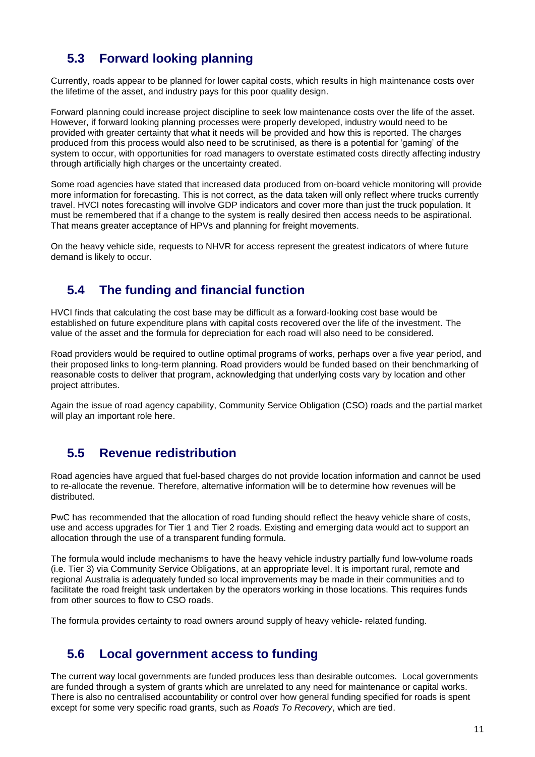## 5.3 Forward looking planning

Currently, roads appear to be planned for lower capital costs, which results in high maintenance costs over the lifetime of the asset, and industry pays for this poor quality design.

Forward planning could increase project discipline to seek low maintenance costs over the life of the asset. However, if forward looking planning processes were properly developed, industry would need to be provided with greater certainty that what it needs will be provided and how this is reported. The charges produced from this process would also need to be scrutinised, as there is a potential for 'gaming' of the system to occur, with opportunities for road managers to overstate estimated costs directly affecting industry through artificially high charges or the uncertainty created.

Some road agencies have stated that increased data produced from on-board vehicle monitoring will provide more information for forecasting. This is not correct, as the data taken will only reflect where trucks currently travel. HVCI notes forecasting will involve GDP indicators and cover more than just the truck population. It must be remembered that if a change to the system is really desired then access needs to be aspirational. That means greater acceptance of HPVs and planning for freight movements.

On the heavy vehicle side, requests to NHVR for access represent the greatest indicators of where future demand is likely to occur.

## 5.4 The funding and financial function

HVCI finds that calculating the cost base may be difficult as a forward-looking cost base would be established on future expenditure plans with capital costs recovered over the life of the investment. The value of the asset and the formula for depreciation for each road will also need to be considered.

Road providers would be required to outline optimal programs of works, perhaps over a five year period, and their proposed links to long-term planning. Road providers would be funded based on their benchmarking of reasonable costs to deliver that program, acknowledging that underlying costs vary by location and other project attributes.

Again the issue of road agency capability, Community Service Obligation (CSO) roads and the partial market will play an important role here.

## 5.5 Revenue redistribution

Road agencies have argued that fuel-based charges do not provide location information and cannot be used to re-allocate the revenue. Therefore, alternative information will be to determine how revenues will be distributed.

PwC has recommended that the allocation of road funding should reflect the heavy vehicle share of costs, use and access upgrades for Tier 1 and Tier 2 roads. Existing and emerging data would act to support an allocation through the use of a transparent funding formula.

The formula would include mechanisms to have the heavy vehicle industry partially fund low-volume roads (i.e. Tier 3) via Community Service Obligations, at an appropriate level. It is important rural, remote and regional Australia is adequately funded so local improvements may be made in their communities and to facilitate the road freight task undertaken by the operators working in those locations. This requires funds from other sources to flow to CSO roads.

The formula provides certainty to road owners around supply of heavy vehicle- related funding.

## 5.6 Local government access to funding

The current way local governments are funded produces less than desirable outcomes. Local governments are funded through a system of grants which are unrelated to any need for maintenance or capital works. There is also no centralised accountability or control over how general funding specified for roads is spent except for some very specific road grants, such as *Roads To Recovery*, which are tied.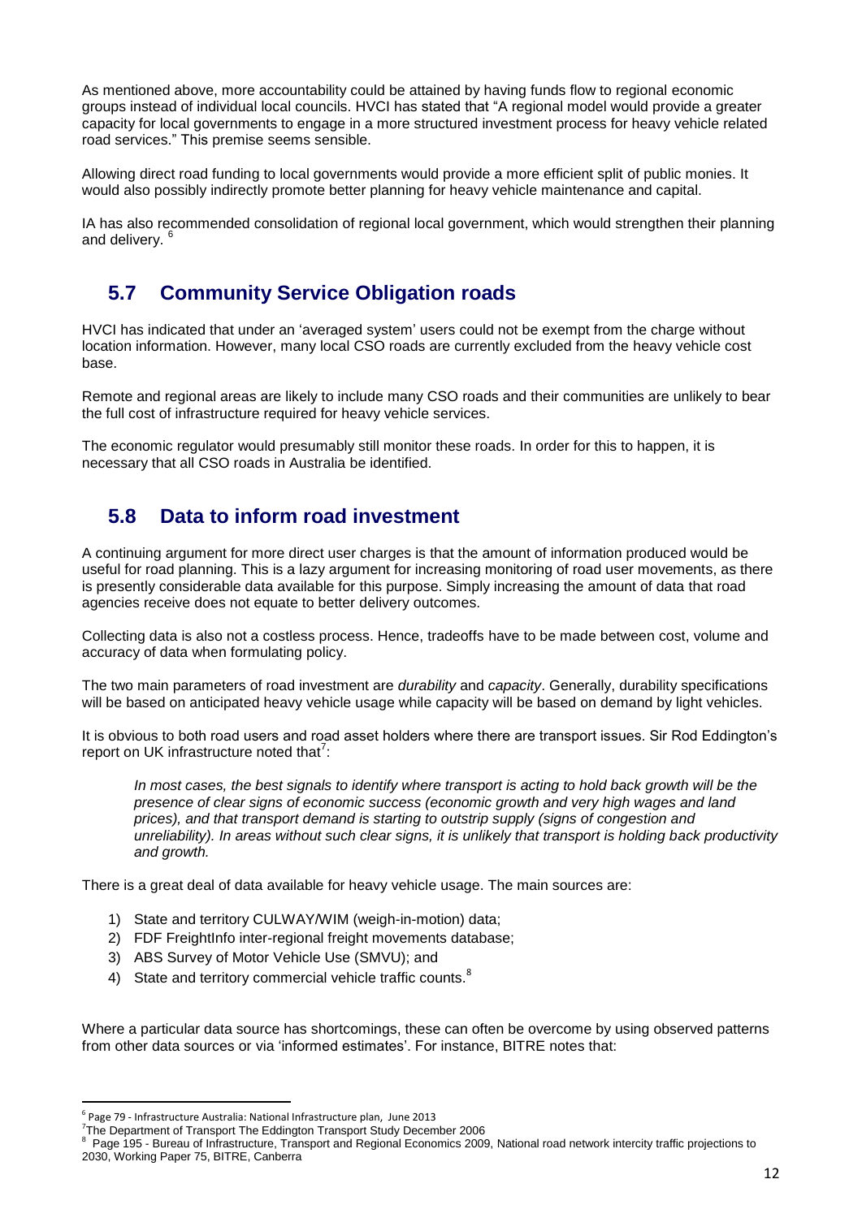As mentioned above, more accountability could be attained by having funds flow to regional economic groups instead of individual local councils. HVCI has stated that "A regional model would provide a greater capacity for local governments to engage in a more structured investment process for heavy vehicle related road services." This premise seems sensible.

Allowing direct road funding to local governments would provide a more efficient split of public monies. It would also possibly indirectly promote better planning for heavy vehicle maintenance and capital.

IA has also recommended consolidation of regional local government, which would strengthen their planning and delivery. [6]

## 5.7 Community Service Obligation roads

HVCI has indicated that under an 'averaged system' users could not be exempt from the charge without location information. However, many local CSO roads are currently excluded from the heavy vehicle cost base.

Remote and regional areas are likely to include many CSO roads and their communities are unlikely to bear the full cost of infrastructure required for heavy vehicle services.

The economic regulator would presumably still monitor these roads. In order for this to happen, it is necessary that all CSO roads in Australia be identified.

## 5.8 Data to inform road investment

A continuing argument for more direct user charges is that the amount of information produced would be useful for road planning. This is a lazy argument for increasing monitoring of road user movements, as there is presently considerable data available for this purpose. Simply increasing the amount of data that road agencies receive does not equate to better delivery outcomes.

Collecting data is also not a costless process. Hence, tradeoffs have to be made between cost, volume and accuracy of data when formulating policy.

The two main parameters of road investment are *durability* and *capacity*. Generally, durability specifications will be based on anticipated heavy vehicle usage while capacity will be based on demand by light vehicles.

It is obvious to both road users and road asset holders where there are transport issues. Sir Rod Eddington's report on UK infrastructure noted that[7]:

> *In most cases, the best signals to identify where transport is acting to hold back growth will be the presence of clear signs of economic success (economic growth and very high wages and land prices), and that transport demand is starting to outstrip supply (signs of congestion and unreliability). In areas without such clear signs, it is unlikely that transport is holding back productivity and growth.*

There is a great deal of data available for heavy vehicle usage. The main sources are:

1) State and territory CULWAY/WIM (weigh-in-motion) data;
2) FDF FreightInfo inter-regional freight movements database;
3) ABS Survey of Motor Vehicle Use (SMVU); and
4) State and territory commercial vehicle traffic counts.[8]

Where a particular data source has shortcomings, these can often be overcome by using observed patterns from other data sources or via 'informed estimates'. For instance, BITRE notes that:

---

[6] Page 79 - Infrastructure Australia: National Infrastructure plan, June 2013

[7] The Department of Transport The Eddington Transport Study December 2006

[8] Page 195 - Bureau of Infrastructure, Transport and Regional Economics 2009, National road network intercity traffic projections to 2030, Working Paper 75, BITRE, Canberra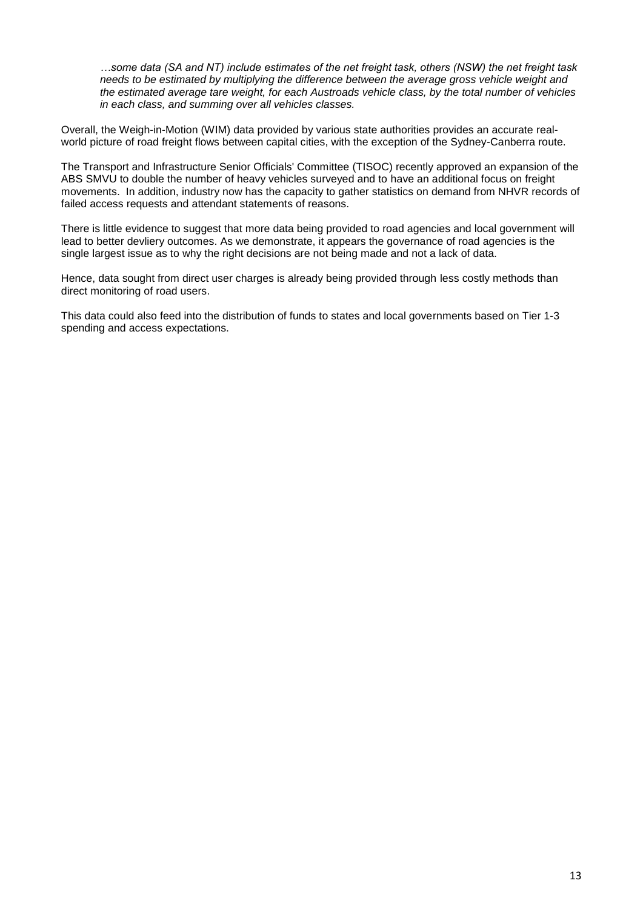*…some data (SA and NT) include estimates of the net freight task, others (NSW) the net freight task needs to be estimated by multiplying the difference between the average gross vehicle weight and the estimated average tare weight, for each Austroads vehicle class, by the total number of vehicles in each class, and summing over all vehicles classes.*

Overall, the Weigh-in-Motion (WIM) data provided by various state authorities provides an accurate real-world picture of road freight flows between capital cities, with the exception of the Sydney-Canberra route.

The Transport and Infrastructure Senior Officials' Committee (TISOC) recently approved an expansion of the ABS SMVU to double the number of heavy vehicles surveyed and to have an additional focus on freight movements. In addition, industry now has the capacity to gather statistics on demand from NHVR records of failed access requests and attendant statements of reasons.

There is little evidence to suggest that more data being provided to road agencies and local government will lead to better devliery outcomes. As we demonstrate, it appears the governance of road agencies is the single largest issue as to why the right decisions are not being made and not a lack of data.

Hence, data sought from direct user charges is already being provided through less costly methods than direct monitoring of road users.

This data could also feed into the distribution of funds to states and local governments based on Tier 1-3 spending and access expectations.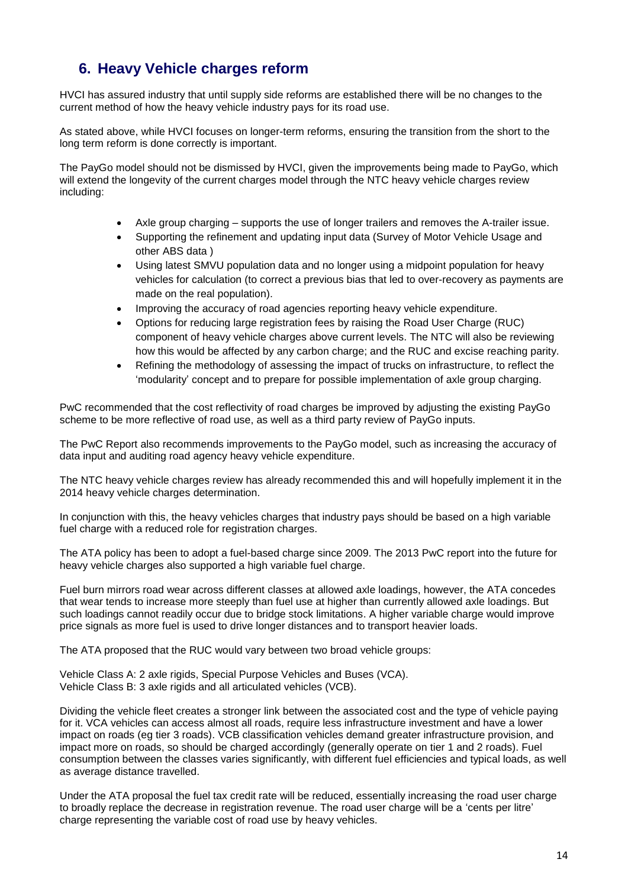## 6. Heavy Vehicle charges reform

HVCI has assured industry that until supply side reforms are established there will be no changes to the current method of how the heavy vehicle industry pays for its road use.

As stated above, while HVCI focuses on longer-term reforms, ensuring the transition from the short to the long term reform is done correctly is important.

The PayGo model should not be dismissed by HVCI, given the improvements being made to PayGo, which will extend the longevity of the current charges model through the NTC heavy vehicle charges review including:

- Axle group charging – supports the use of longer trailers and removes the A-trailer issue.
- Supporting the refinement and updating input data (Survey of Motor Vehicle Usage and other ABS data )
- Using latest SMVU population data and no longer using a midpoint population for heavy vehicles for calculation (to correct a previous bias that led to over-recovery as payments are made on the real population).
- Improving the accuracy of road agencies reporting heavy vehicle expenditure.
- Options for reducing large registration fees by raising the Road User Charge (RUC) component of heavy vehicle charges above current levels. The NTC will also be reviewing how this would be affected by any carbon charge; and the RUC and excise reaching parity.
- Refining the methodology of assessing the impact of trucks on infrastructure, to reflect the 'modularity' concept and to prepare for possible implementation of axle group charging.

PwC recommended that the cost reflectivity of road charges be improved by adjusting the existing PayGo scheme to be more reflective of road use, as well as a third party review of PayGo inputs.

The PwC Report also recommends improvements to the PayGo model, such as increasing the accuracy of data input and auditing road agency heavy vehicle expenditure.

The NTC heavy vehicle charges review has already recommended this and will hopefully implement it in the 2014 heavy vehicle charges determination.

In conjunction with this, the heavy vehicles charges that industry pays should be based on a high variable fuel charge with a reduced role for registration charges.

The ATA policy has been to adopt a fuel-based charge since 2009. The 2013 PwC report into the future for heavy vehicle charges also supported a high variable fuel charge.

Fuel burn mirrors road wear across different classes at allowed axle loadings, however, the ATA concedes that wear tends to increase more steeply than fuel use at higher than currently allowed axle loadings. But such loadings cannot readily occur due to bridge stock limitations. A higher variable charge would improve price signals as more fuel is used to drive longer distances and to transport heavier loads.

The ATA proposed that the RUC would vary between two broad vehicle groups:

Vehicle Class A: 2 axle rigids, Special Purpose Vehicles and Buses (VCA).
Vehicle Class B: 3 axle rigids and all articulated vehicles (VCB).

Dividing the vehicle fleet creates a stronger link between the associated cost and the type of vehicle paying for it. VCA vehicles can access almost all roads, require less infrastructure investment and have a lower impact on roads (eg tier 3 roads). VCB classification vehicles demand greater infrastructure provision, and impact more on roads, so should be charged accordingly (generally operate on tier 1 and 2 roads). Fuel consumption between the classes varies significantly, with different fuel efficiencies and typical loads, as well as average distance travelled.

Under the ATA proposal the fuel tax credit rate will be reduced, essentially increasing the road user charge to broadly replace the decrease in registration revenue. The road user charge will be a 'cents per litre' charge representing the variable cost of road use by heavy vehicles.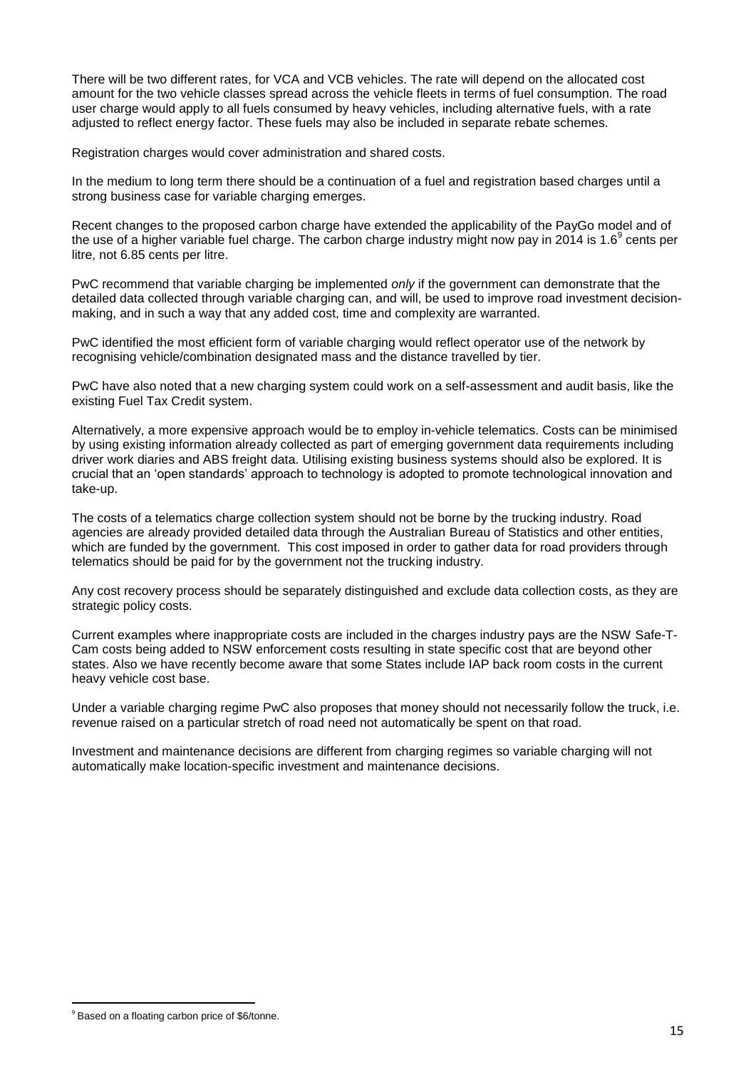There will be two different rates, for VCA and VCB vehicles. The rate will depend on the allocated cost amount for the two vehicle classes spread across the vehicle fleets in terms of fuel consumption. The road user charge would apply to all fuels consumed by heavy vehicles, including alternative fuels, with a rate adjusted to reflect energy factor. These fuels may also be included in separate rebate schemes.

Registration charges would cover administration and shared costs.

In the medium to long term there should be a continuation of a fuel and registration based charges until a strong business case for variable charging emerges.

Recent changes to the proposed carbon charge have extended the applicability of the PayGo model and of the use of a higher variable fuel charge. The carbon charge industry might now pay in 2014 is 1.6[9] cents per litre, not 6.85 cents per litre.

PwC recommend that variable charging be implemented *only* if the government can demonstrate that the detailed data collected through variable charging can, and will, be used to improve road investment decision-making, and in such a way that any added cost, time and complexity are warranted.

PwC identified the most efficient form of variable charging would reflect operator use of the network by recognising vehicle/combination designated mass and the distance travelled by tier.

PwC have also noted that a new charging system could work on a self-assessment and audit basis, like the existing Fuel Tax Credit system.

Alternatively, a more expensive approach would be to employ in-vehicle telematics. Costs can be minimised by using existing information already collected as part of emerging government data requirements including driver work diaries and ABS freight data. Utilising existing business systems should also be explored. It is crucial that an 'open standards' approach to technology is adopted to promote technological innovation and take-up.

The costs of a telematics charge collection system should not be borne by the trucking industry. Road agencies are already provided detailed data through the Australian Bureau of Statistics and other entities, which are funded by the government. This cost imposed in order to gather data for road providers through telematics should be paid for by the government not the trucking industry.

Any cost recovery process should be separately distinguished and exclude data collection costs, as they are strategic policy costs.

Current examples where inappropriate costs are included in the charges industry pays are the NSW Safe-T-Cam costs being added to NSW enforcement costs resulting in state specific cost that are beyond other states. Also we have recently become aware that some States include IAP back room costs in the current heavy vehicle cost base.

Under a variable charging regime PwC also proposes that money should not necessarily follow the truck, i.e. revenue raised on a particular stretch of road need not automatically be spent on that road.

Investment and maintenance decisions are different from charging regimes so variable charging will not automatically make location-specific investment and maintenance decisions.

---

[9] Based on a floating carbon price of $6/tonne.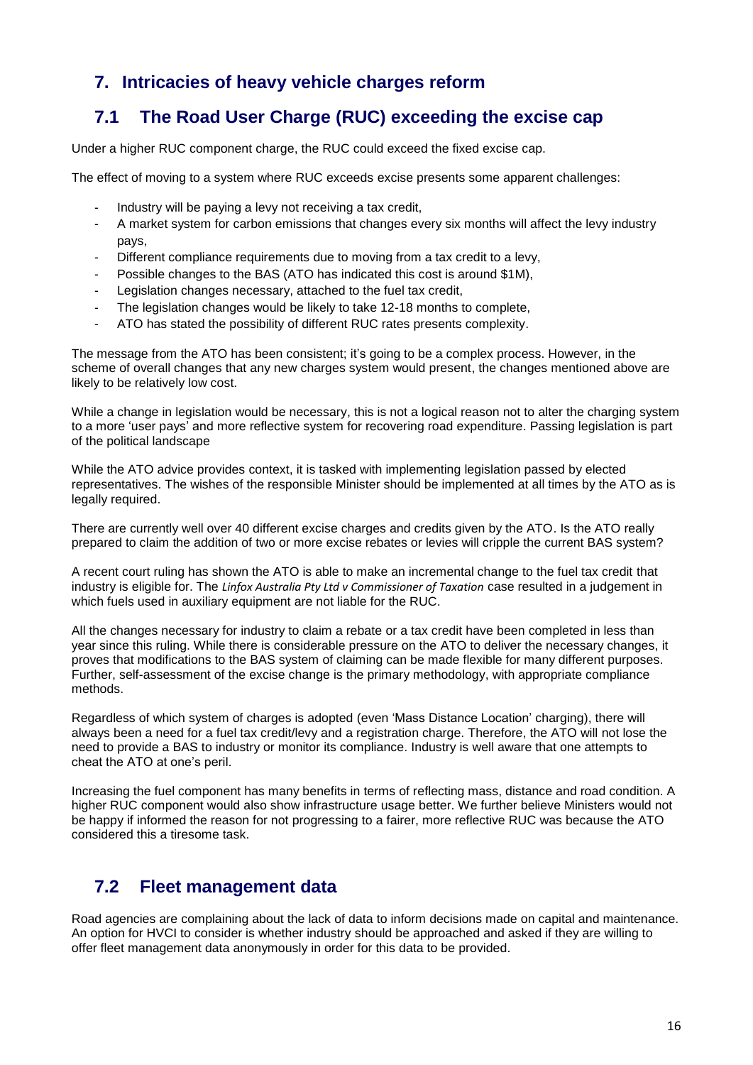## 7. Intricacies of heavy vehicle charges reform

## 7.1 The Road User Charge (RUC) exceeding the excise cap

Under a higher RUC component charge, the RUC could exceed the fixed excise cap.

The effect of moving to a system where RUC exceeds excise presents some apparent challenges:

- Industry will be paying a levy not receiving a tax credit,
- A market system for carbon emissions that changes every six months will affect the levy industry pays,
- Different compliance requirements due to moving from a tax credit to a levy,
- Possible changes to the BAS (ATO has indicated this cost is around $1M),
- Legislation changes necessary, attached to the fuel tax credit,
- The legislation changes would be likely to take 12-18 months to complete,
- ATO has stated the possibility of different RUC rates presents complexity.

The message from the ATO has been consistent; it's going to be a complex process. However, in the scheme of overall changes that any new charges system would present, the changes mentioned above are likely to be relatively low cost.

While a change in legislation would be necessary, this is not a logical reason not to alter the charging system to a more 'user pays' and more reflective system for recovering road expenditure. Passing legislation is part of the political landscape

While the ATO advice provides context, it is tasked with implementing legislation passed by elected representatives. The wishes of the responsible Minister should be implemented at all times by the ATO as is legally required.

There are currently well over 40 different excise charges and credits given by the ATO. Is the ATO really prepared to claim the addition of two or more excise rebates or levies will cripple the current BAS system?

A recent court ruling has shown the ATO is able to make an incremental change to the fuel tax credit that industry is eligible for. The *Linfox Australia Pty Ltd v Commissioner of Taxation* case resulted in a judgement in which fuels used in auxiliary equipment are not liable for the RUC.

All the changes necessary for industry to claim a rebate or a tax credit have been completed in less than year since this ruling. While there is considerable pressure on the ATO to deliver the necessary changes, it proves that modifications to the BAS system of claiming can be made flexible for many different purposes. Further, self-assessment of the excise change is the primary methodology, with appropriate compliance methods.

Regardless of which system of charges is adopted (even 'Mass Distance Location' charging), there will always been a need for a fuel tax credit/levy and a registration charge. Therefore, the ATO will not lose the need to provide a BAS to industry or monitor its compliance. Industry is well aware that one attempts to cheat the ATO at one's peril.

Increasing the fuel component has many benefits in terms of reflecting mass, distance and road condition. A higher RUC component would also show infrastructure usage better. We further believe Ministers would not be happy if informed the reason for not progressing to a fairer, more reflective RUC was because the ATO considered this a tiresome task.

## 7.2 Fleet management data

Road agencies are complaining about the lack of data to inform decisions made on capital and maintenance. An option for HVCI to consider is whether industry should be approached and asked if they are willing to offer fleet management data anonymously in order for this data to be provided.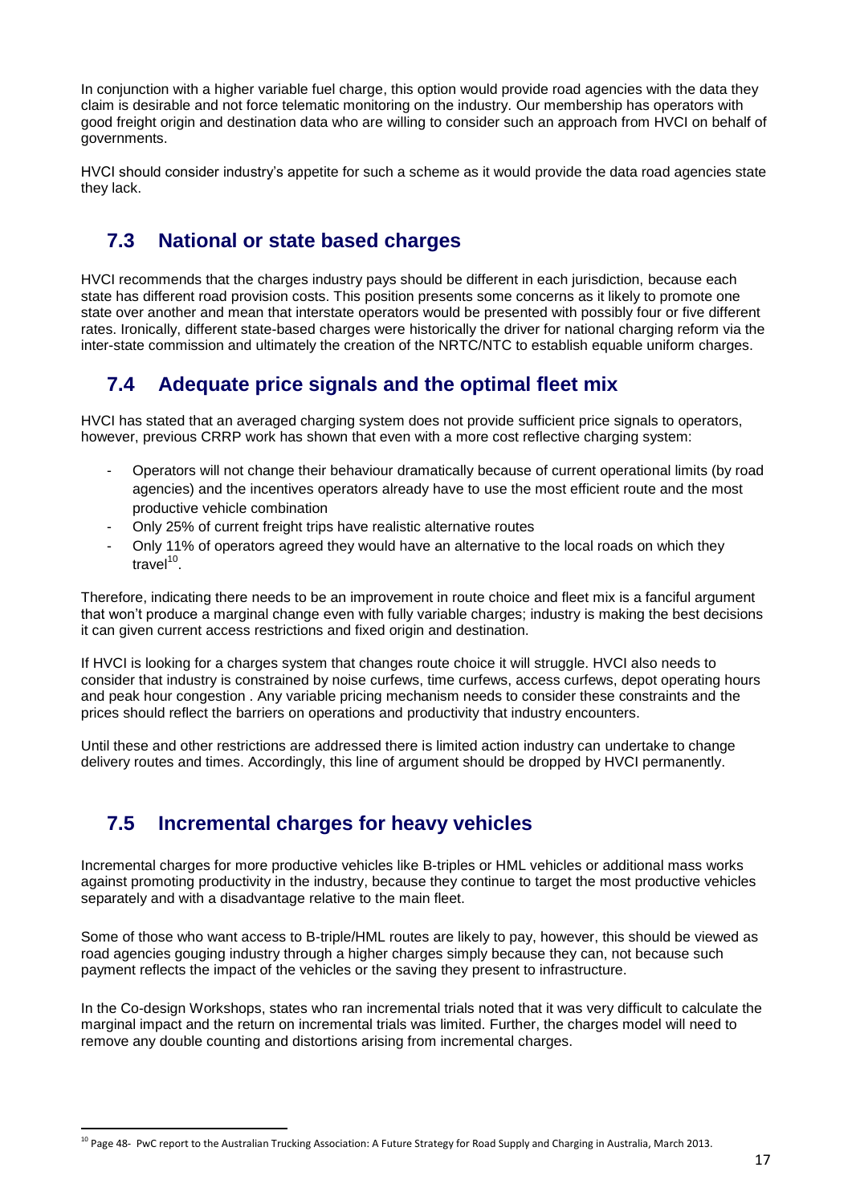In conjunction with a higher variable fuel charge, this option would provide road agencies with the data they claim is desirable and not force telematic monitoring on the industry. Our membership has operators with good freight origin and destination data who are willing to consider such an approach from HVCI on behalf of governments.

HVCI should consider industry's appetite for such a scheme as it would provide the data road agencies state they lack.

## 7.3 National or state based charges

HVCI recommends that the charges industry pays should be different in each jurisdiction, because each state has different road provision costs. This position presents some concerns as it likely to promote one state over another and mean that interstate operators would be presented with possibly four or five different rates. Ironically, different state-based charges were historically the driver for national charging reform via the inter-state commission and ultimately the creation of the NRTC/NTC to establish equable uniform charges.

## 7.4 Adequate price signals and the optimal fleet mix

HVCI has stated that an averaged charging system does not provide sufficient price signals to operators, however, previous CRRP work has shown that even with a more cost reflective charging system:

- Operators will not change their behaviour dramatically because of current operational limits (by road agencies) and the incentives operators already have to use the most efficient route and the most productive vehicle combination
- Only 25% of current freight trips have realistic alternative routes
- Only 11% of operators agreed they would have an alternative to the local roads on which they travel[10].

Therefore, indicating there needs to be an improvement in route choice and fleet mix is a fanciful argument that won't produce a marginal change even with fully variable charges; industry is making the best decisions it can given current access restrictions and fixed origin and destination.

If HVCI is looking for a charges system that changes route choice it will struggle. HVCI also needs to consider that industry is constrained by noise curfews, time curfews, access curfews, depot operating hours and peak hour congestion . Any variable pricing mechanism needs to consider these constraints and the prices should reflect the barriers on operations and productivity that industry encounters.

Until these and other restrictions are addressed there is limited action industry can undertake to change delivery routes and times. Accordingly, this line of argument should be dropped by HVCI permanently.

## 7.5 Incremental charges for heavy vehicles

Incremental charges for more productive vehicles like B-triples or HML vehicles or additional mass works against promoting productivity in the industry, because they continue to target the most productive vehicles separately and with a disadvantage relative to the main fleet.

Some of those who want access to B-triple/HML routes are likely to pay, however, this should be viewed as road agencies gouging industry through a higher charges simply because they can, not because such payment reflects the impact of the vehicles or the saving they present to infrastructure.

In the Co-design Workshops, states who ran incremental trials noted that it was very difficult to calculate the marginal impact and the return on incremental trials was limited. Further, the charges model will need to remove any double counting and distortions arising from incremental charges.

[10] Page 48- PwC report to the Australian Trucking Association: A Future Strategy for Road Supply and Charging in Australia, March 2013.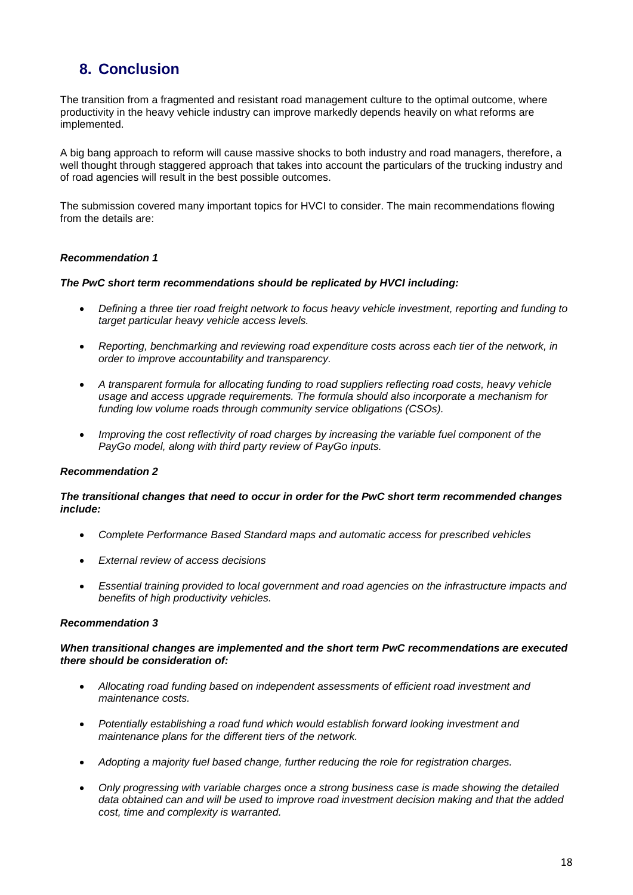## 8. Conclusion

The transition from a fragmented and resistant road management culture to the optimal outcome, where productivity in the heavy vehicle industry can improve markedly depends heavily on what reforms are implemented.

A big bang approach to reform will cause massive shocks to both industry and road managers, therefore, a well thought through staggered approach that takes into account the particulars of the trucking industry and of road agencies will result in the best possible outcomes.

The submission covered many important topics for HVCI to consider. The main recommendations flowing from the details are:

***Recommendation 1***

***The PwC short term recommendations should be replicated by HVCI including:***

- *Defining a three tier road freight network to focus heavy vehicle investment, reporting and funding to target particular heavy vehicle access levels.*
- *Reporting, benchmarking and reviewing road expenditure costs across each tier of the network, in order to improve accountability and transparency.*
- *A transparent formula for allocating funding to road suppliers reflecting road costs, heavy vehicle usage and access upgrade requirements. The formula should also incorporate a mechanism for funding low volume roads through community service obligations (CSOs).*
- *Improving the cost reflectivity of road charges by increasing the variable fuel component of the PayGo model, along with third party review of PayGo inputs.*

***Recommendation 2***

***The transitional changes that need to occur in order for the PwC short term recommended changes include:***

- *Complete Performance Based Standard maps and automatic access for prescribed vehicles*
- *External review of access decisions*
- *Essential training provided to local government and road agencies on the infrastructure impacts and benefits of high productivity vehicles.*

***Recommendation 3***

***When transitional changes are implemented and the short term PwC recommendations are executed there should be consideration of:***

- *Allocating road funding based on independent assessments of efficient road investment and maintenance costs.*
- *Potentially establishing a road fund which would establish forward looking investment and maintenance plans for the different tiers of the network.*
- *Adopting a majority fuel based change, further reducing the role for registration charges.*
- *Only progressing with variable charges once a strong business case is made showing the detailed data obtained can and will be used to improve road investment decision making and that the added cost, time and complexity is warranted.*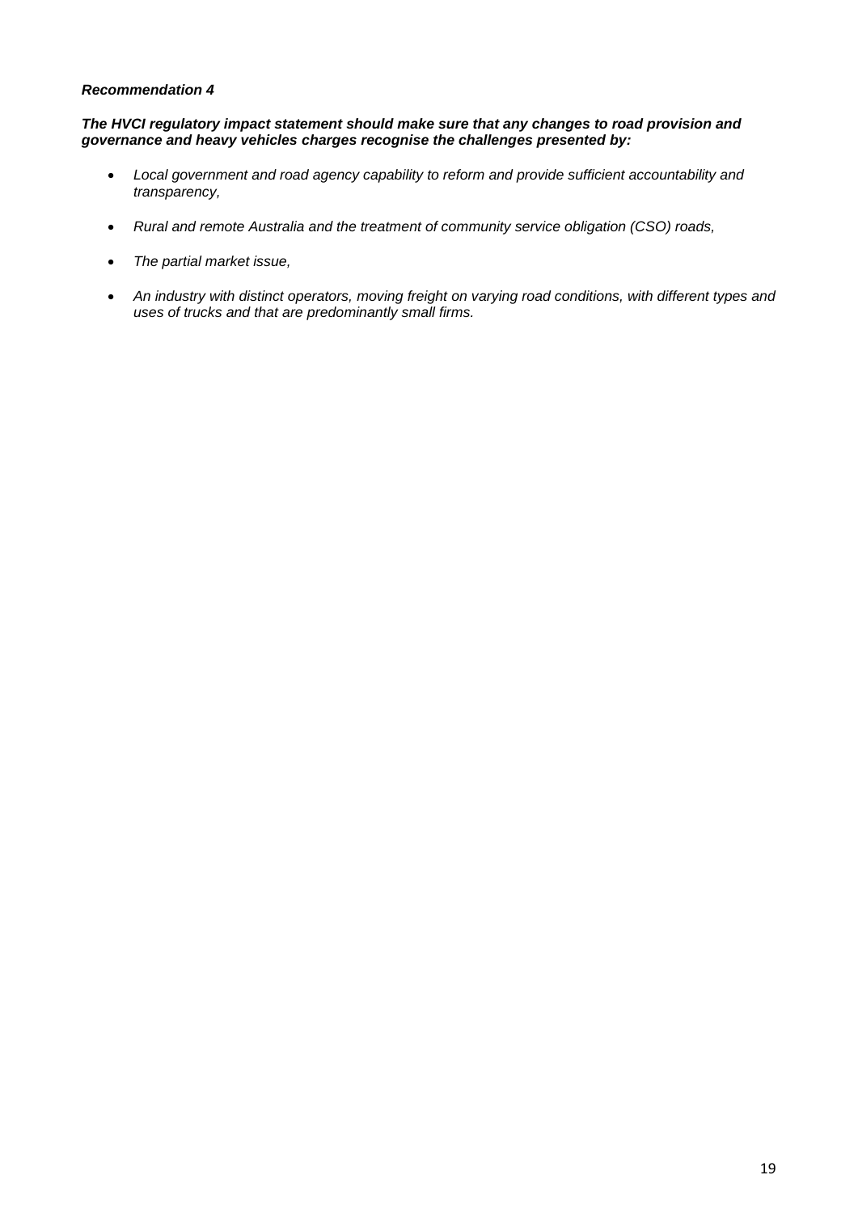***Recommendation 4***

***The HVCI regulatory impact statement should make sure that any changes to road provision and governance and heavy vehicles charges recognise the challenges presented by:***

- *Local government and road agency capability to reform and provide sufficient accountability and transparency,*
- *Rural and remote Australia and the treatment of community service obligation (CSO) roads,*
- *The partial market issue,*
- *An industry with distinct operators, moving freight on varying road conditions, with different types and uses of trucks and that are predominantly small firms.*